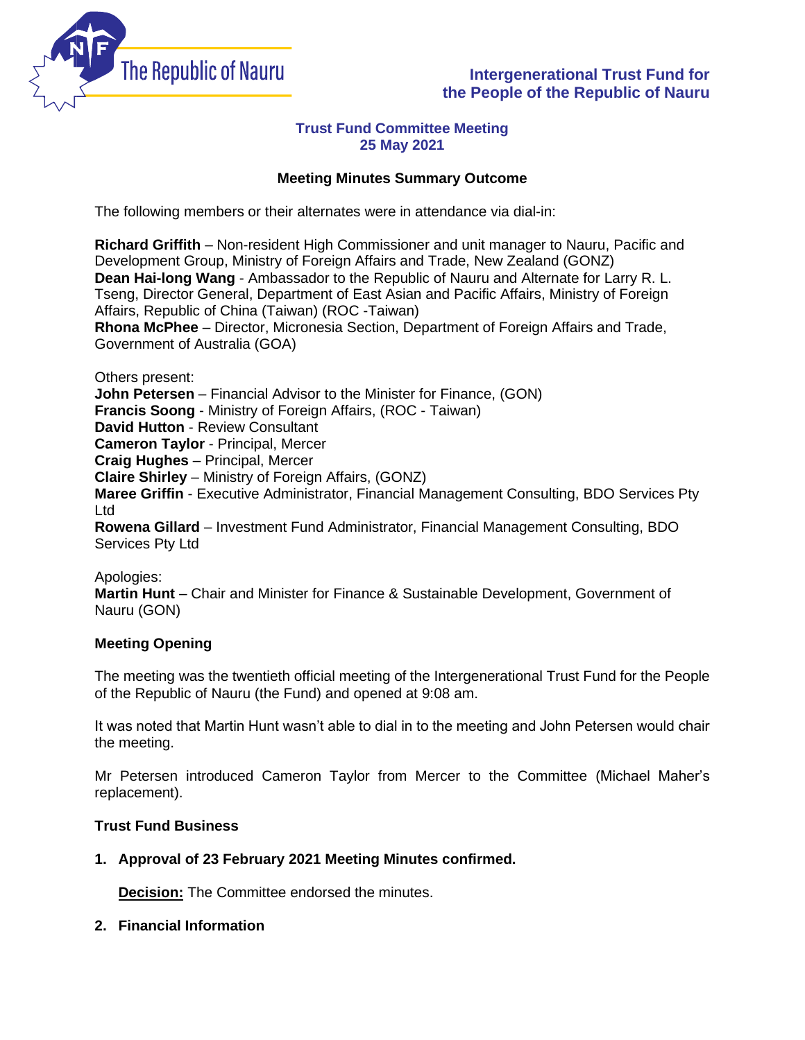The Republic of Nauru

**Intergenerational Trust Fund for the People of the Republic of Nauru**

**Trust Fund Committee Meeting**
**25 May 2021**

**Meeting Minutes Summary Outcome**

The following members or their alternates were in attendance via dial-in:

**Richard Griffith** – Non-resident High Commissioner and unit manager to Nauru, Pacific and Development Group, Ministry of Foreign Affairs and Trade, New Zealand (GONZ)
**Dean Hai-long Wang** - Ambassador to the Republic of Nauru and Alternate for Larry R. L. Tseng, Director General, Department of East Asian and Pacific Affairs, Ministry of Foreign Affairs, Republic of China (Taiwan) (ROC -Taiwan)
**Rhona McPhee** – Director, Micronesia Section, Department of Foreign Affairs and Trade, Government of Australia (GOA)

Others present:
**John Petersen** – Financial Advisor to the Minister for Finance, (GON)
**Francis Soong** - Ministry of Foreign Affairs, (ROC - Taiwan)
**David Hutton** - Review Consultant
**Cameron Taylor** - Principal, Mercer
**Craig Hughes** – Principal, Mercer
**Claire Shirley** – Ministry of Foreign Affairs, (GONZ)
**Maree Griffin** - Executive Administrator, Financial Management Consulting, BDO Services Pty Ltd
**Rowena Gillard** – Investment Fund Administrator, Financial Management Consulting, BDO Services Pty Ltd

Apologies:
**Martin Hunt** – Chair and Minister for Finance & Sustainable Development, Government of Nauru (GON)

**Meeting Opening**

The meeting was the twentieth official meeting of the Intergenerational Trust Fund for the People of the Republic of Nauru (the Fund) and opened at 9:08 am.

It was noted that Martin Hunt wasn't able to dial in to the meeting and John Petersen would chair the meeting.

Mr Petersen introduced Cameron Taylor from Mercer to the Committee (Michael Maher's replacement).

**Trust Fund Business**

1. **Approval of 23 February 2021 Meeting Minutes confirmed.**

   **<u>Decision:</u>** The Committee endorsed the minutes.

2. **Financial Information**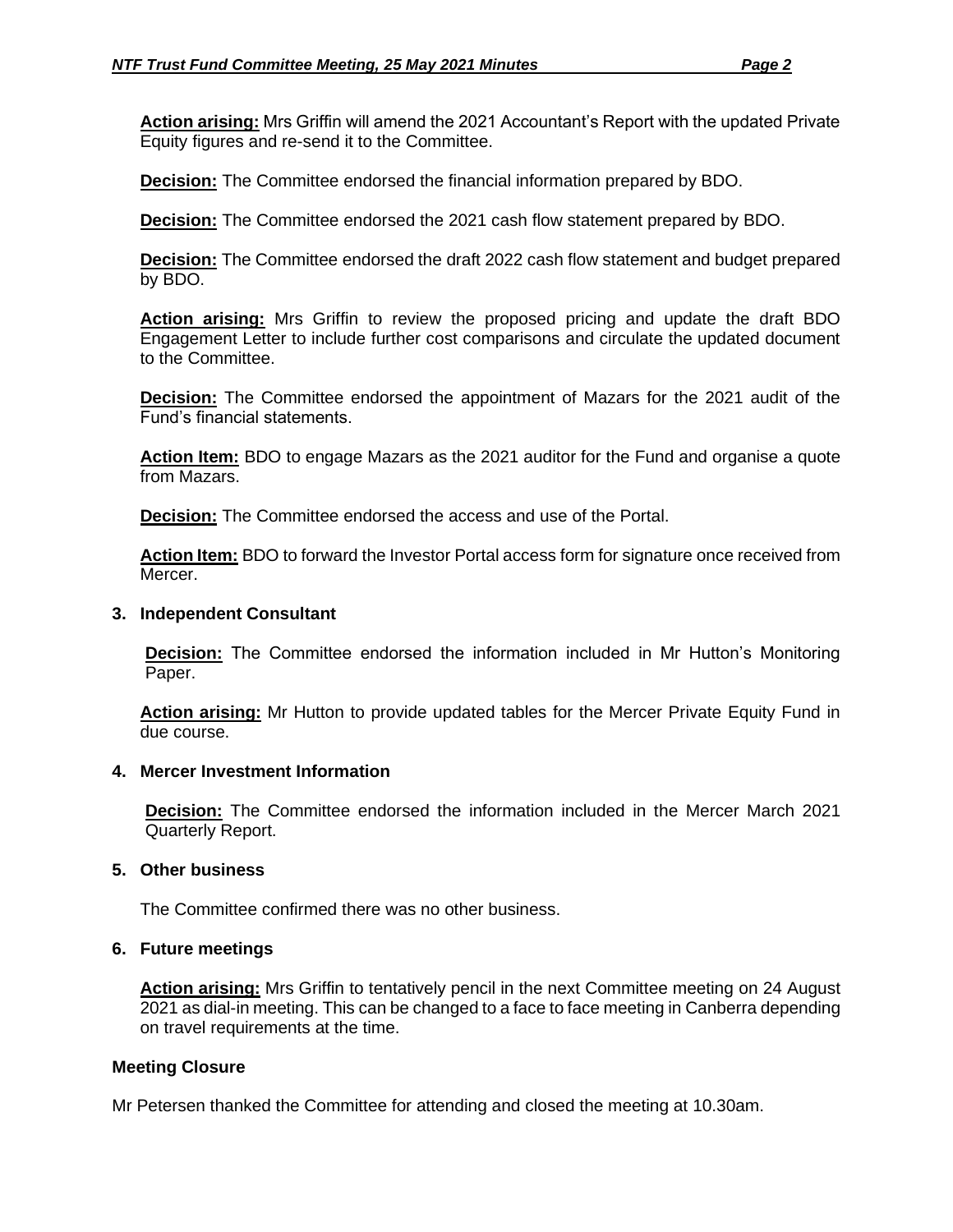**Action arising:** Mrs Griffin will amend the 2021 Accountant's Report with the updated Private Equity figures and re-send it to the Committee.

**Decision:** The Committee endorsed the financial information prepared by BDO.

**Decision:** The Committee endorsed the 2021 cash flow statement prepared by BDO.

**Decision:** The Committee endorsed the draft 2022 cash flow statement and budget prepared by BDO.

**Action arising:** Mrs Griffin to review the proposed pricing and update the draft BDO Engagement Letter to include further cost comparisons and circulate the updated document to the Committee.

**Decision:** The Committee endorsed the appointment of Mazars for the 2021 audit of the Fund's financial statements.

**Action Item:** BDO to engage Mazars as the 2021 auditor for the Fund and organise a quote from Mazars.

**Decision:** The Committee endorsed the access and use of the Portal.

**Action Item:** BDO to forward the Investor Portal access form for signature once received from Mercer.

**3. Independent Consultant**

**Decision:** The Committee endorsed the information included in Mr Hutton's Monitoring Paper.

**Action arising:** Mr Hutton to provide updated tables for the Mercer Private Equity Fund in due course.

**4. Mercer Investment Information**

**Decision:** The Committee endorsed the information included in the Mercer March 2021 Quarterly Report.

**5. Other business**

The Committee confirmed there was no other business.

**6. Future meetings**

**Action arising:** Mrs Griffin to tentatively pencil in the next Committee meeting on 24 August 2021 as dial-in meeting. This can be changed to a face to face meeting in Canberra depending on travel requirements at the time.

**Meeting Closure**

Mr Petersen thanked the Committee for attending and closed the meeting at 10.30am.